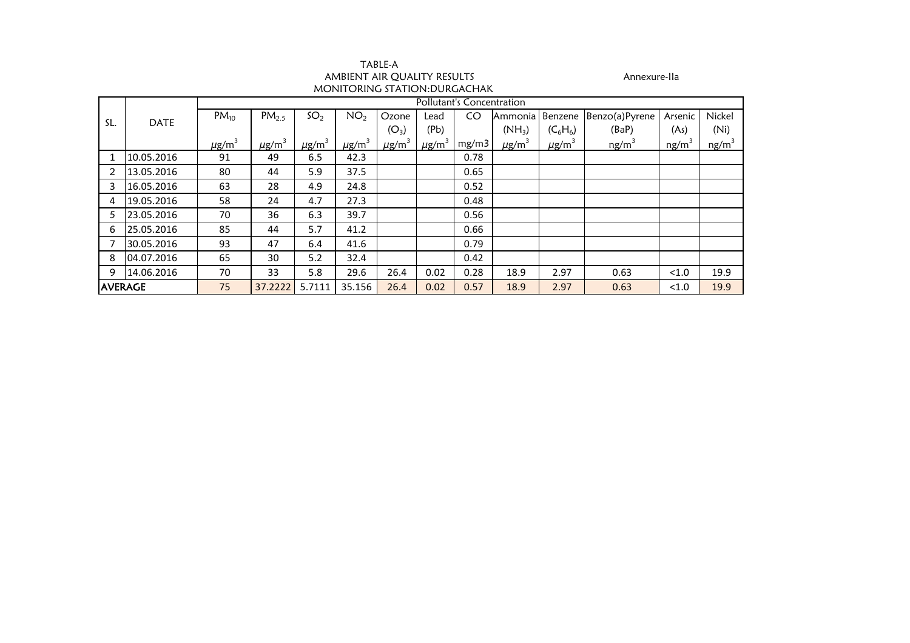TABLE-A

AMBIENT AIR QUALITY RESULTS

MONITORING STATION:DURGACHAK

Annexure-IIa

| SL. | DATE | Pollutant's Concentration | | | | | | | | | | | |
|---|---|---|---|---|---|---|---|---|---|---|---|---|---|
| | | $PM_{10}$ | $PM_{2.5}$ | $SO_2$ | $NO_2$ | Ozone ($O_3$) | Lead (Pb) | CO | Ammonia ($NH_3$) | Benzene ($C_6H_6$) | Benzo(a)Pyrene (BaP) | Arsenic (As) | Nickel (Ni) |
| | | $\mu g/m^3$ | $\mu g/m^3$ | $\mu g/m^3$ | $\mu g/m^3$ | $\mu g/m^3$ | $\mu g/m^3$ | mg/m3 | $\mu g/m^3$ | $\mu g/m^3$ | $ng/m^3$ | $ng/m^3$ | $ng/m^3$ |
| 1 | 10.05.2016 | 91 | 49 | 6.5 | 42.3 | | | 0.78 | | | | | |
| 2 | 13.05.2016 | 80 | 44 | 5.9 | 37.5 | | | 0.65 | | | | | |
| 3 | 16.05.2016 | 63 | 28 | 4.9 | 24.8 | | | 0.52 | | | | | |
| 4 | 19.05.2016 | 58 | 24 | 4.7 | 27.3 | | | 0.48 | | | | | |
| 5 | 23.05.2016 | 70 | 36 | 6.3 | 39.7 | | | 0.56 | | | | | |
| 6 | 25.05.2016 | 85 | 44 | 5.7 | 41.2 | | | 0.66 | | | | | |
| 7 | 30.05.2016 | 93 | 47 | 6.4 | 41.6 | | | 0.79 | | | | | |
| 8 | 04.07.2016 | 65 | 30 | 5.2 | 32.4 | | | 0.42 | | | | | |
| 9 | 14.06.2016 | 70 | 33 | 5.8 | 29.6 | 26.4 | 0.02 | 0.28 | 18.9 | 2.97 | 0.63 | <1.0 | 19.9 |
| AVERAGE | | 75 | 37.2222 | 5.7111 | 35.156 | 26.4 | 0.02 | 0.57 | 18.9 | 2.97 | 0.63 | <1.0 | 19.9 |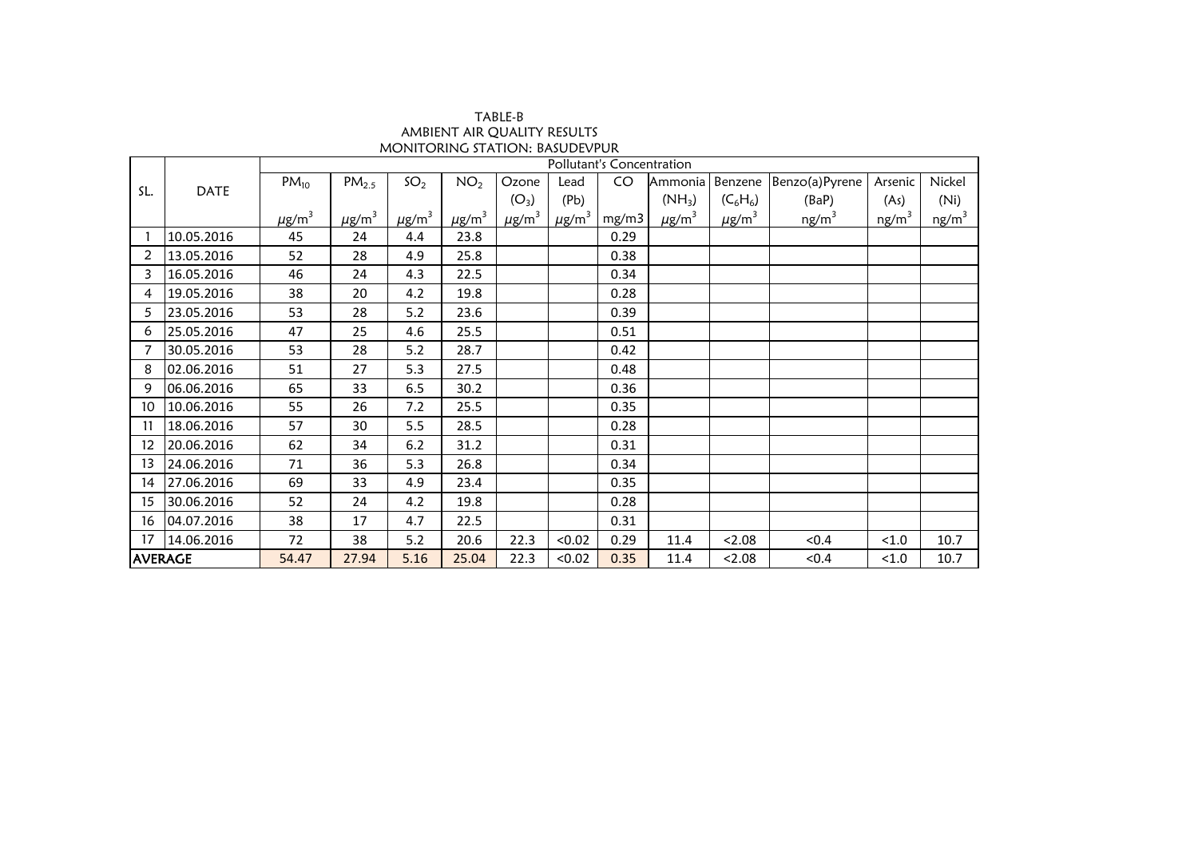TABLE-B
AMBIENT AIR QUALITY RESULTS
MONITORING STATION: BASUDEVPUR

| SL. | DATE | Pollutant's Concentration | | | | | | | | | | | |
|---|---|---|---|---|---|---|---|---|---|---|---|---|---|
| | | $PM_{10}$ | $PM_{2.5}$ | $SO_2$ | $NO_2$ | Ozone ($O_3$) | Lead (Pb) | CO | Ammonia ($NH_3$) | Benzene ($C_6H_6$) | Benzo(a)Pyrene (BaP) | Arsenic (As) | Nickel (Ni) |
| | | $\mu g/m^3$ | $\mu g/m^3$ | $\mu g/m^3$ | $\mu g/m^3$ | $\mu g/m^3$ | $\mu g/m^3$ | mg/m3 | $\mu g/m^3$ | $\mu g/m^3$ | $ng/m^3$ | $ng/m^3$ | $ng/m^3$ |
| 1 | 10.05.2016 | 45 | 24 | 4.4 | 23.8 | | | 0.29 | | | | | |
| 2 | 13.05.2016 | 52 | 28 | 4.9 | 25.8 | | | 0.38 | | | | | |
| 3 | 16.05.2016 | 46 | 24 | 4.3 | 22.5 | | | 0.34 | | | | | |
| 4 | 19.05.2016 | 38 | 20 | 4.2 | 19.8 | | | 0.28 | | | | | |
| 5 | 23.05.2016 | 53 | 28 | 5.2 | 23.6 | | | 0.39 | | | | | |
| 6 | 25.05.2016 | 47 | 25 | 4.6 | 25.5 | | | 0.51 | | | | | |
| 7 | 30.05.2016 | 53 | 28 | 5.2 | 28.7 | | | 0.42 | | | | | |
| 8 | 02.06.2016 | 51 | 27 | 5.3 | 27.5 | | | 0.48 | | | | | |
| 9 | 06.06.2016 | 65 | 33 | 6.5 | 30.2 | | | 0.36 | | | | | |
| 10 | 10.06.2016 | 55 | 26 | 7.2 | 25.5 | | | 0.35 | | | | | |
| 11 | 18.06.2016 | 57 | 30 | 5.5 | 28.5 | | | 0.28 | | | | | |
| 12 | 20.06.2016 | 62 | 34 | 6.2 | 31.2 | | | 0.31 | | | | | |
| 13 | 24.06.2016 | 71 | 36 | 5.3 | 26.8 | | | 0.34 | | | | | |
| 14 | 27.06.2016 | 69 | 33 | 4.9 | 23.4 | | | 0.35 | | | | | |
| 15 | 30.06.2016 | 52 | 24 | 4.2 | 19.8 | | | 0.28 | | | | | |
| 16 | 04.07.2016 | 38 | 17 | 4.7 | 22.5 | | | 0.31 | | | | | |
| 17 | 14.06.2016 | 72 | 38 | 5.2 | 20.6 | 22.3 | <0.02 | 0.29 | 11.4 | <2.08 | <0.4 | <1.0 | 10.7 |
| AVERAGE | | 54.47 | 27.94 | 5.16 | 25.04 | 22.3 | <0.02 | 0.35 | 11.4 | <2.08 | <0.4 | <1.0 | 10.7 |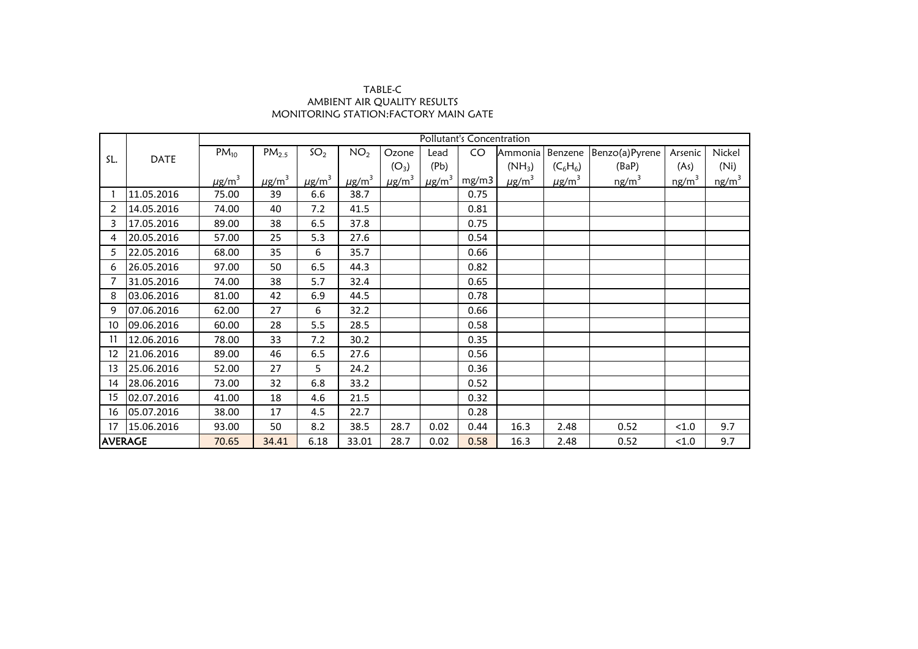TABLE-C

AMBIENT AIR QUALITY RESULTS

MONITORING STATION:FACTORY MAIN GATE

| SL. | DATE | Pollutant's Concentration | | | | | | | | | | | |
|---|---|---|---|---|---|---|---|---|---|---|---|---|---|
| | | $PM_{10}$ | $PM_{2.5}$ | $SO_2$ | $NO_2$ | Ozone ($O_3$) | Lead (Pb) | CO | Ammonia ($NH_3$) | Benzene ($C_6H_6$) | Benzo(a)Pyrene (BaP) | Arsenic (As) | Nickel (Ni) |
| | | $\mu g/m^3$ | $\mu g/m^3$ | $\mu g/m^3$ | $\mu g/m^3$ | $\mu g/m^3$ | $\mu g/m^3$ | mg/m3 | $\mu g/m^3$ | $\mu g/m^3$ | $ng/m^3$ | $ng/m^3$ | $ng/m^3$ |
| 1 | 11.05.2016 | 75.00 | 39 | 6.6 | 38.7 | | | 0.75 | | | | | |
| 2 | 14.05.2016 | 74.00 | 40 | 7.2 | 41.5 | | | 0.81 | | | | | |
| 3 | 17.05.2016 | 89.00 | 38 | 6.5 | 37.8 | | | 0.75 | | | | | |
| 4 | 20.05.2016 | 57.00 | 25 | 5.3 | 27.6 | | | 0.54 | | | | | |
| 5 | 22.05.2016 | 68.00 | 35 | 6 | 35.7 | | | 0.66 | | | | | |
| 6 | 26.05.2016 | 97.00 | 50 | 6.5 | 44.3 | | | 0.82 | | | | | |
| 7 | 31.05.2016 | 74.00 | 38 | 5.7 | 32.4 | | | 0.65 | | | | | |
| 8 | 03.06.2016 | 81.00 | 42 | 6.9 | 44.5 | | | 0.78 | | | | | |
| 9 | 07.06.2016 | 62.00 | 27 | 6 | 32.2 | | | 0.66 | | | | | |
| 10 | 09.06.2016 | 60.00 | 28 | 5.5 | 28.5 | | | 0.58 | | | | | |
| 11 | 12.06.2016 | 78.00 | 33 | 7.2 | 30.2 | | | 0.35 | | | | | |
| 12 | 21.06.2016 | 89.00 | 46 | 6.5 | 27.6 | | | 0.56 | | | | | |
| 13 | 25.06.2016 | 52.00 | 27 | 5 | 24.2 | | | 0.36 | | | | | |
| 14 | 28.06.2016 | 73.00 | 32 | 6.8 | 33.2 | | | 0.52 | | | | | |
| 15 | 02.07.2016 | 41.00 | 18 | 4.6 | 21.5 | | | 0.32 | | | | | |
| 16 | 05.07.2016 | 38.00 | 17 | 4.5 | 22.7 | | | 0.28 | | | | | |
| 17 | 15.06.2016 | 93.00 | 50 | 8.2 | 38.5 | 28.7 | 0.02 | 0.44 | 16.3 | 2.48 | 0.52 | <1.0 | 9.7 |
| AVERAGE | | 70.65 | 34.41 | 6.18 | 33.01 | 28.7 | 0.02 | 0.58 | 16.3 | 2.48 | 0.52 | <1.0 | 9.7 |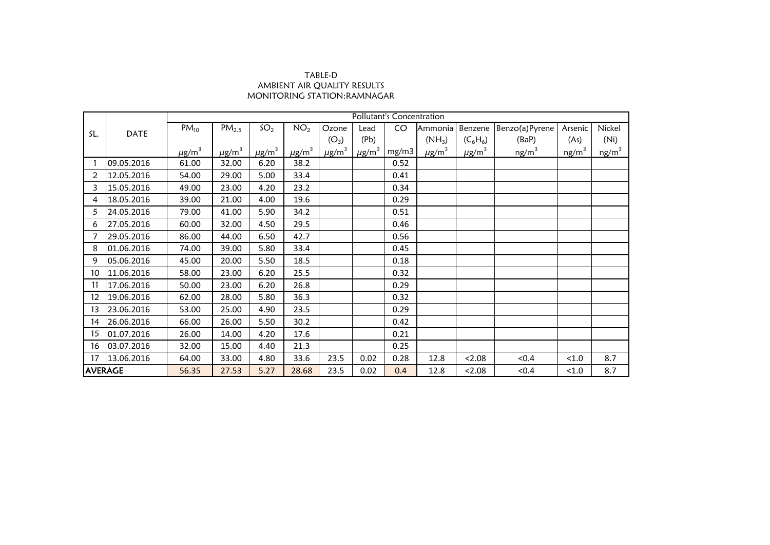TABLE-D

AMBIENT AIR QUALITY RESULTS

MONITORING STATION:RAMNAGAR

| SL. | DATE | Pollutant's Concentration | | | | | | | | | | | |
|---|---|---|---|---|---|---|---|---|---|---|---|---|---|
| | | $PM_{10}$ | $PM_{2.5}$ | $SO_2$ | $NO_2$ | Ozone ($O_3$) | Lead (Pb) | CO | Ammonia ($NH_3$) | Benzene ($C_6H_6$) | Benzo(a)Pyrene (BaP) | Arsenic (As) | Nickel (Ni) |
| | | $\mu g/m^3$ | $\mu g/m^3$ | $\mu g/m^3$ | $\mu g/m^3$ | $\mu g/m^3$ | $\mu g/m^3$ | mg/m3 | $\mu g/m^3$ | $\mu g/m^3$ | $ng/m^3$ | $ng/m^3$ | $ng/m^3$ |
| 1 | 09.05.2016 | 61.00 | 32.00 | 6.20 | 38.2 | | | 0.52 | | | | | |
| 2 | 12.05.2016 | 54.00 | 29.00 | 5.00 | 33.4 | | | 0.41 | | | | | |
| 3 | 15.05.2016 | 49.00 | 23.00 | 4.20 | 23.2 | | | 0.34 | | | | | |
| 4 | 18.05.2016 | 39.00 | 21.00 | 4.00 | 19.6 | | | 0.29 | | | | | |
| 5 | 24.05.2016 | 79.00 | 41.00 | 5.90 | 34.2 | | | 0.51 | | | | | |
| 6 | 27.05.2016 | 60.00 | 32.00 | 4.50 | 29.5 | | | 0.46 | | | | | |
| 7 | 29.05.2016 | 86.00 | 44.00 | 6.50 | 42.7 | | | 0.56 | | | | | |
| 8 | 01.06.2016 | 74.00 | 39.00 | 5.80 | 33.4 | | | 0.45 | | | | | |
| 9 | 05.06.2016 | 45.00 | 20.00 | 5.50 | 18.5 | | | 0.18 | | | | | |
| 10 | 11.06.2016 | 58.00 | 23.00 | 6.20 | 25.5 | | | 0.32 | | | | | |
| 11 | 17.06.2016 | 50.00 | 23.00 | 6.20 | 26.8 | | | 0.29 | | | | | |
| 12 | 19.06.2016 | 62.00 | 28.00 | 5.80 | 36.3 | | | 0.32 | | | | | |
| 13 | 23.06.2016 | 53.00 | 25.00 | 4.90 | 23.5 | | | 0.29 | | | | | |
| 14 | 26.06.2016 | 66.00 | 26.00 | 5.50 | 30.2 | | | 0.42 | | | | | |
| 15 | 01.07.2016 | 26.00 | 14.00 | 4.20 | 17.6 | | | 0.21 | | | | | |
| 16 | 03.07.2016 | 32.00 | 15.00 | 4.40 | 21.3 | | | 0.25 | | | | | |
| 17 | 13.06.2016 | 64.00 | 33.00 | 4.80 | 33.6 | 23.5 | 0.02 | 0.28 | 12.8 | <2.08 | <0.4 | <1.0 | 8.7 |
| **AVERAGE** | | 56.35 | 27.53 | 5.27 | 28.68 | 23.5 | 0.02 | 0.4 | 12.8 | <2.08 | <0.4 | <1.0 | 8.7 |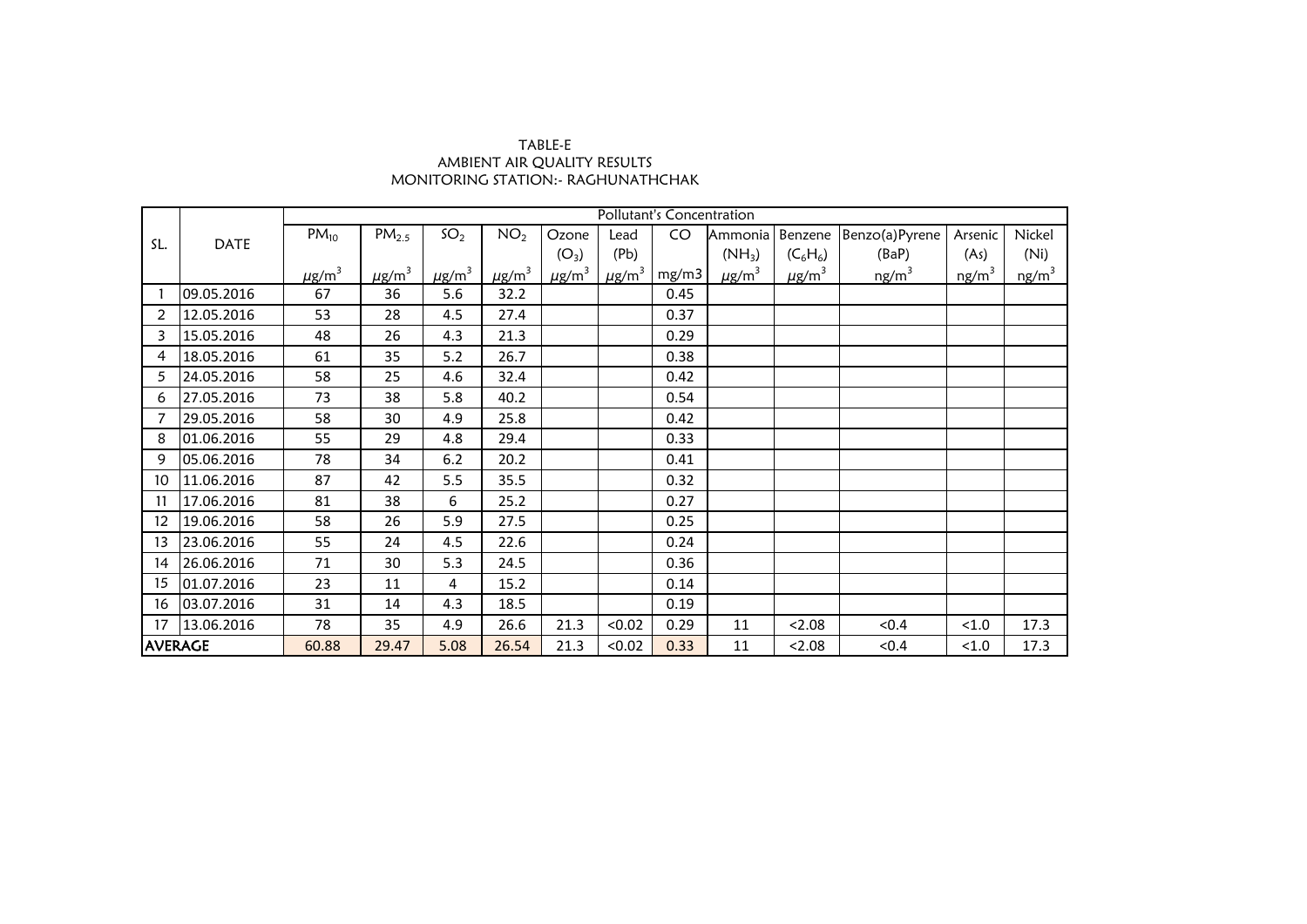TABLE-E
AMBIENT AIR QUALITY RESULTS
MONITORING STATION:- RAGHUNATHCHAK

| SL. | DATE | Pollutant's Concentration | | | | | | | | | | | |
|---|---|---|---|---|---|---|---|---|---|---|---|---|---|
| | | $PM_{10}$ | $PM_{2.5}$ | $SO_2$ | $NO_2$ | Ozone ($O_3$) | Lead (Pb) | CO | Ammonia ($NH_3$) | Benzene ($C_6H_6$) | Benzo(a)Pyrene (BaP) | Arsenic (As) | Nickel (Ni) |
| | | $\mu g/m^3$ | $\mu g/m^3$ | $\mu g/m^3$ | $\mu g/m^3$ | $\mu g/m^3$ | $\mu g/m^3$ | mg/m3 | $\mu g/m^3$ | $\mu g/m^3$ | $ng/m^3$ | $ng/m^3$ | $ng/m^3$ |
| 1 | 09.05.2016 | 67 | 36 | 5.6 | 32.2 | | | 0.45 | | | | | |
| 2 | 12.05.2016 | 53 | 28 | 4.5 | 27.4 | | | 0.37 | | | | | |
| 3 | 15.05.2016 | 48 | 26 | 4.3 | 21.3 | | | 0.29 | | | | | |
| 4 | 18.05.2016 | 61 | 35 | 5.2 | 26.7 | | | 0.38 | | | | | |
| 5 | 24.05.2016 | 58 | 25 | 4.6 | 32.4 | | | 0.42 | | | | | |
| 6 | 27.05.2016 | 73 | 38 | 5.8 | 40.2 | | | 0.54 | | | | | |
| 7 | 29.05.2016 | 58 | 30 | 4.9 | 25.8 | | | 0.42 | | | | | |
| 8 | 01.06.2016 | 55 | 29 | 4.8 | 29.4 | | | 0.33 | | | | | |
| 9 | 05.06.2016 | 78 | 34 | 6.2 | 20.2 | | | 0.41 | | | | | |
| 10 | 11.06.2016 | 87 | 42 | 5.5 | 35.5 | | | 0.32 | | | | | |
| 11 | 17.06.2016 | 81 | 38 | 6 | 25.2 | | | 0.27 | | | | | |
| 12 | 19.06.2016 | 58 | 26 | 5.9 | 27.5 | | | 0.25 | | | | | |
| 13 | 23.06.2016 | 55 | 24 | 4.5 | 22.6 | | | 0.24 | | | | | |
| 14 | 26.06.2016 | 71 | 30 | 5.3 | 24.5 | | | 0.36 | | | | | |
| 15 | 01.07.2016 | 23 | 11 | 4 | 15.2 | | | 0.14 | | | | | |
| 16 | 03.07.2016 | 31 | 14 | 4.3 | 18.5 | | | 0.19 | | | | | |
| 17 | 13.06.2016 | 78 | 35 | 4.9 | 26.6 | 21.3 | <0.02 | 0.29 | 11 | <2.08 | <0.4 | <1.0 | 17.3 |
| AVERAGE | | 60.88 | 29.47 | 5.08 | 26.54 | 21.3 | <0.02 | 0.33 | 11 | <2.08 | <0.4 | <1.0 | 17.3 |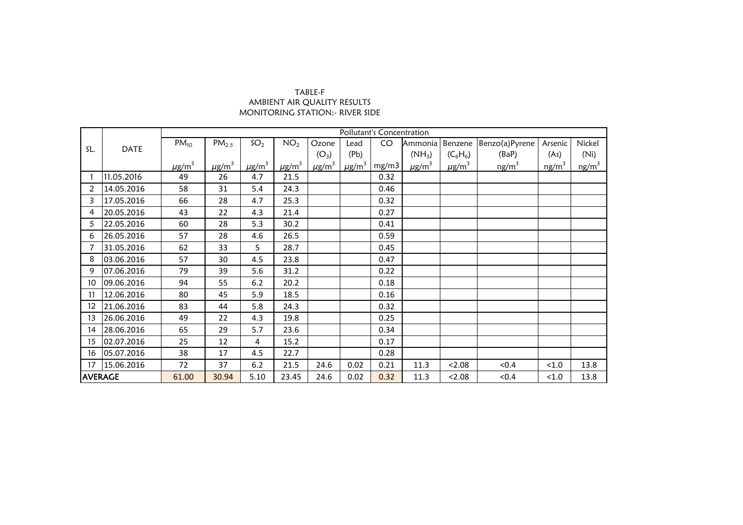TABLE-F

AMBIENT AIR QUALITY RESULTS

MONITORING STATION:- RIVER SIDE

| SL. | DATE | Pollutant's Concentration | | | | | | | | | | | | |
|---|---|---|---|---|---|---|---|---|---|---|---|---|---|---|
| | | $PM_{10}$ | $PM_{2.5}$ | $SO_2$ | $NO_2$ | Ozone ($O_3$) | Lead (Pb) | CO | Ammonia ($NH_3$) | Benzene ($C_6H_6$) | Benzo(a)Pyrene (BaP) | Arsenic (As) | Nickel (Ni) |
| | | $\mu g/m^3$ | $\mu g/m^3$ | $\mu g/m^3$ | $\mu g/m^3$ | $\mu g/m^3$ | $\mu g/m^3$ | mg/m3 | $\mu g/m^3$ | $\mu g/m^3$ | $ng/m^3$ | $ng/m^3$ | $ng/m^3$ |
| 1 | 11.05.2016 | 49 | 26 | 4.7 | 21.5 | | | 0.32 | | | | | |
| 2 | 14.05.2016 | 58 | 31 | 5.4 | 24.3 | | | 0.46 | | | | | |
| 3 | 17.05.2016 | 66 | 28 | 4.7 | 25.3 | | | 0.32 | | | | | |
| 4 | 20.05.2016 | 43 | 22 | 4.3 | 21.4 | | | 0.27 | | | | | |
| 5 | 22.05.2016 | 60 | 28 | 5.3 | 30.2 | | | 0.41 | | | | | |
| 6 | 26.05.2016 | 57 | 28 | 4.6 | 26.5 | | | 0.59 | | | | | |
| 7 | 31.05.2016 | 62 | 33 | 5 | 28.7 | | | 0.45 | | | | | |
| 8 | 03.06.2016 | 57 | 30 | 4.5 | 23.8 | | | 0.47 | | | | | |
| 9 | 07.06.2016 | 79 | 39 | 5.6 | 31.2 | | | 0.22 | | | | | |
| 10 | 09.06.2016 | 94 | 55 | 6.2 | 20.2 | | | 0.18 | | | | | |
| 11 | 12.06.2016 | 80 | 45 | 5.9 | 18.5 | | | 0.16 | | | | | |
| 12 | 21.06.2016 | 83 | 44 | 5.8 | 24.3 | | | 0.32 | | | | | |
| 13 | 26.06.2016 | 49 | 22 | 4.3 | 19.8 | | | 0.25 | | | | | |
| 14 | 28.06.2016 | 65 | 29 | 5.7 | 23.6 | | | 0.34 | | | | | |
| 15 | 02.07.2016 | 25 | 12 | 4 | 15.2 | | | 0.17 | | | | | |
| 16 | 05.07.2016 | 38 | 17 | 4.5 | 22.7 | | | 0.28 | | | | | |
| 17 | 15.06.2016 | 72 | 37 | 6.2 | 21.5 | 24.6 | 0.02 | 0.21 | 11.3 | <2.08 | <0.4 | <1.0 | 13.8 |
| AVERAGE | | 61.00 | 30.94 | 5.10 | 23.45 | 24.6 | 0.02 | 0.32 | 11.3 | <2.08 | <0.4 | <1.0 | 13.8 |